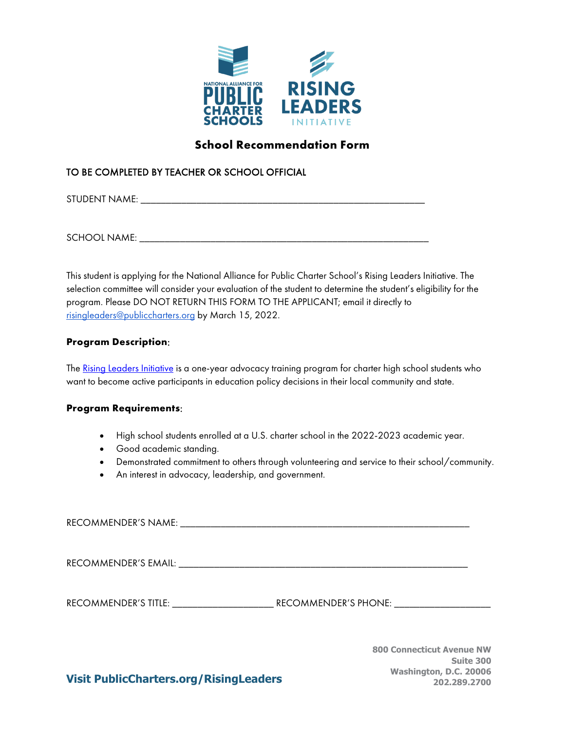NATIONAL ALLIANCE FOR PUBLIC CHARTER SCHOOLS

RISING LEADERS INITIATIVE

# School Recommendation Form

TO BE COMPLETED BY TEACHER OR SCHOOL OFFICIAL

STUDENT NAME: ___________________________________________________________

SCHOOL NAME: ___________________________________________________________

This student is applying for the National Alliance for Public Charter School's Rising Leaders Initiative. The selection committee will consider your evaluation of the student to determine the student's eligibility for the program. Please DO NOT RETURN THIS FORM TO THE APPLICANT; email it directly to risingleaders@publiccharters.org by March 15, 2022.

**Program Description**:

The Rising Leaders Initiative is a one-year advocacy training program for charter high school students who want to become active participants in education policy decisions in their local community and state.

**Program Requirements**:

- High school students enrolled at a U.S. charter school in the 2022-2023 academic year.
- Good academic standing.
- Demonstrated commitment to others through volunteering and service to their school/community.
- An interest in advocacy, leadership, and government.

RECOMMENDER'S NAME: _______________________________________________________________

RECOMMENDER'S EMAIL: _______________________________________________________________

RECOMMENDER'S TITLE: ______________________ RECOMMENDER'S PHONE: _____________________

**Visit PublicCharters.org/RisingLeaders**

800 Connecticut Avenue NW
Suite 300
Washington, D.C. 20006
202.289.2700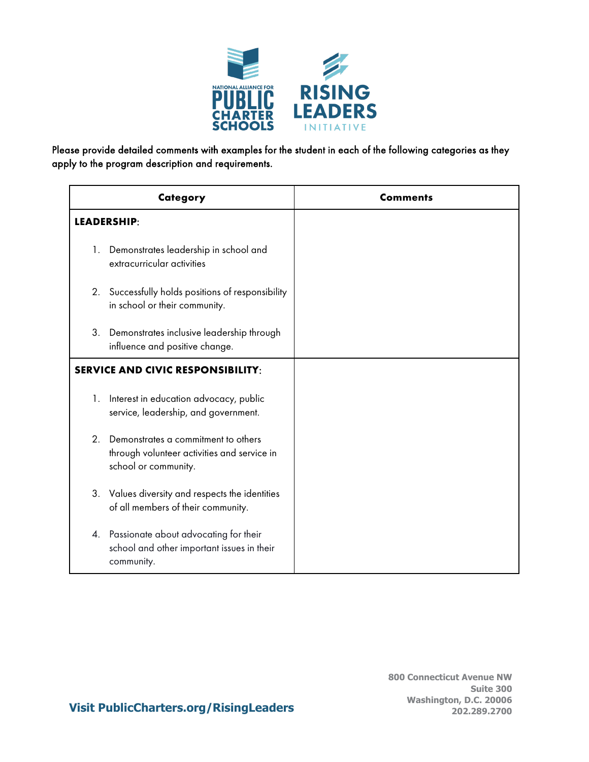Please provide detailed comments with examples for the student in each of the following categories as they apply to the program description and requirements.

| Category | Comments |
| --- | --- |
| **LEADERSHIP**:<br><br>1. Demonstrates leadership in school and extracurricular activities<br><br>2. Successfully holds positions of responsibility in school or their community.<br><br>3. Demonstrates inclusive leadership through influence and positive change. | |
| **SERVICE AND CIVIC RESPONSIBILITY**:<br><br>1. Interest in education advocacy, public service, leadership, and government.<br><br>2. Demonstrates a commitment to others through volunteer activities and service in school or community.<br><br>3. Values diversity and respects the identities of all members of their community.<br><br>4. Passionate about advocating for their school and other important issues in their community. | |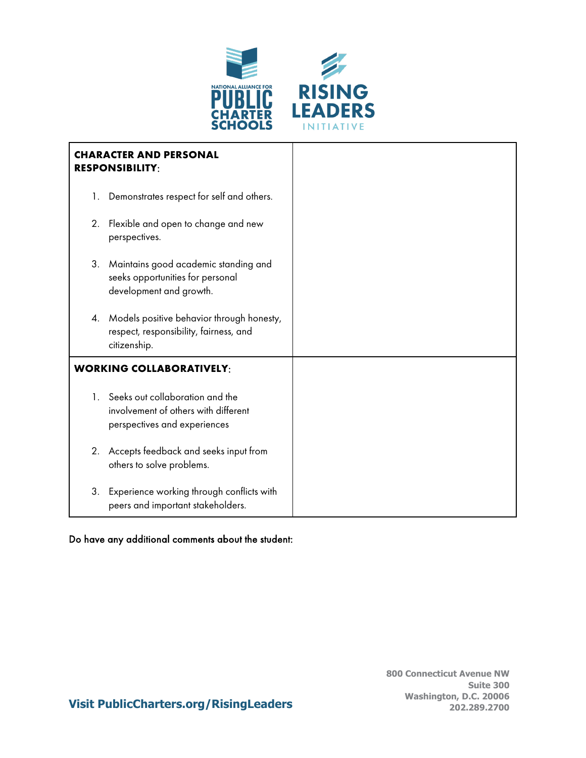| | |
|---|---|
| **CHARACTER AND PERSONAL RESPONSIBILITY**:<br><br>1. Demonstrates respect for self and others.<br>2. Flexible and open to change and new perspectives.<br>3. Maintains good academic standing and seeks opportunities for personal development and growth.<br>4. Models positive behavior through honesty, respect, responsibility, fairness, and citizenship. | |
| **WORKING COLLABORATIVELY**:<br><br>1. Seeks out collaboration and the involvement of others with different perspectives and experiences<br>2. Accepts feedback and seeks input from others to solve problems.<br>3. Experience working through conflicts with peers and important stakeholders. | |

Do have any additional comments about the student:

**Visit PublicCharters.org/RisingLeaders**

**800 Connecticut Avenue NW**
**Suite 300**
**Washington, D.C. 20006**
**202.289.2700**